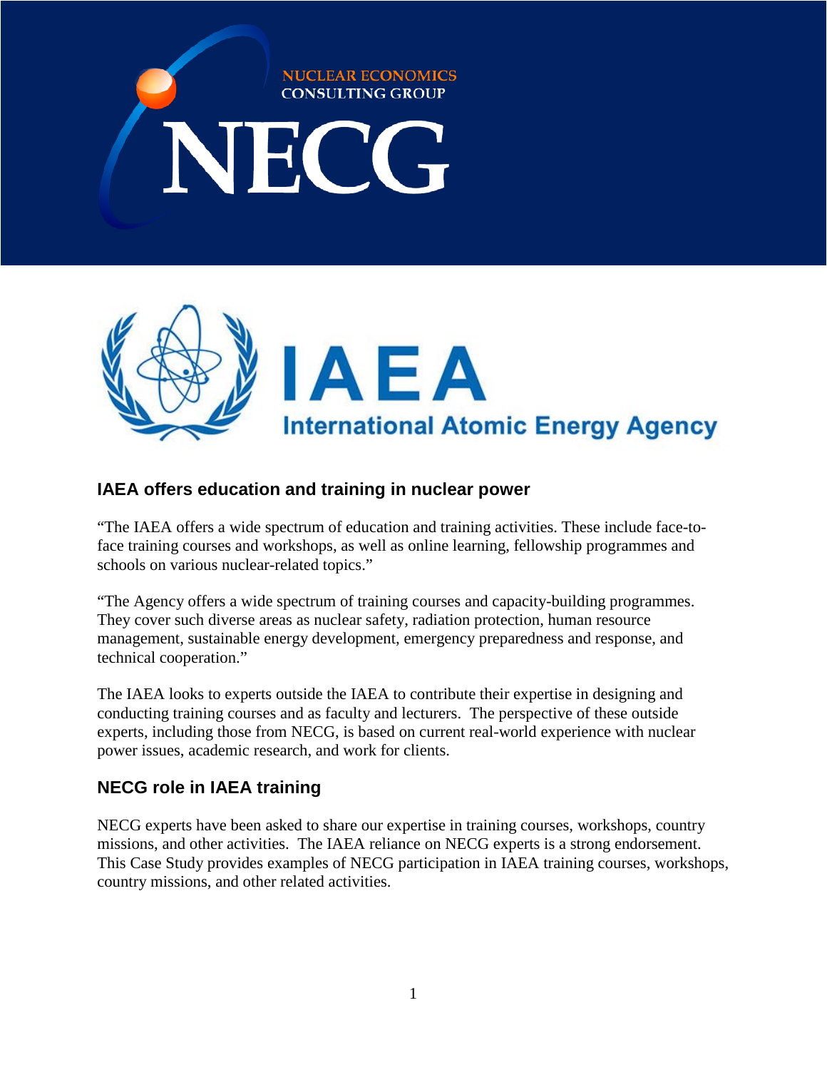NUCLEAR ECONOMICS CONSULTING GROUP

# NECG

IAEA

International Atomic Energy Agency

## IAEA offers education and training in nuclear power

"The IAEA offers a wide spectrum of education and training activities. These include face-to-face training courses and workshops, as well as online learning, fellowship programmes and schools on various nuclear-related topics."

"The Agency offers a wide spectrum of training courses and capacity-building programmes. They cover such diverse areas as nuclear safety, radiation protection, human resource management, sustainable energy development, emergency preparedness and response, and technical cooperation."

The IAEA looks to experts outside the IAEA to contribute their expertise in designing and conducting training courses and as faculty and lecturers. The perspective of these outside experts, including those from NECG, is based on current real-world experience with nuclear power issues, academic research, and work for clients.

## NECG role in IAEA training

NECG experts have been asked to share our expertise in training courses, workshops, country missions, and other activities. The IAEA reliance on NECG experts is a strong endorsement. This Case Study provides examples of NECG participation in IAEA training courses, workshops, country missions, and other related activities.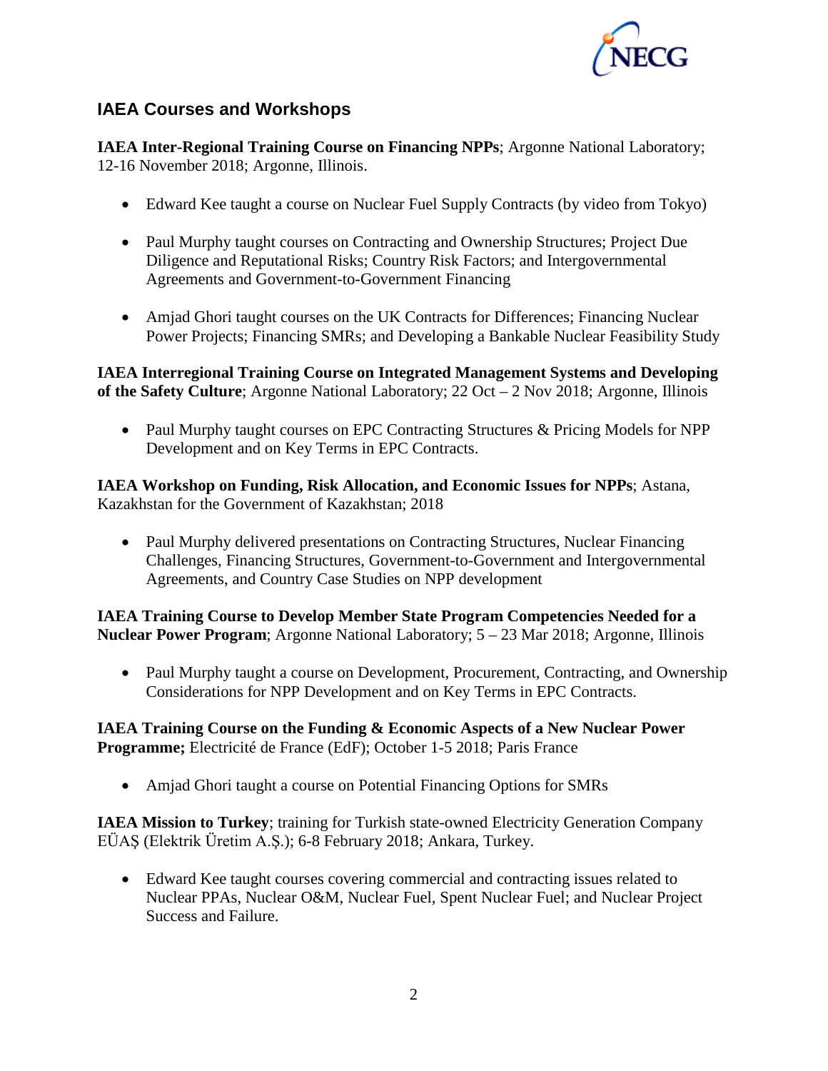## IAEA Courses and Workshops

**IAEA Inter-Regional Training Course on Financing NPPs**; Argonne National Laboratory; 12-16 November 2018; Argonne, Illinois.

- Edward Kee taught a course on Nuclear Fuel Supply Contracts (by video from Tokyo)
- Paul Murphy taught courses on Contracting and Ownership Structures; Project Due Diligence and Reputational Risks; Country Risk Factors; and Intergovernmental Agreements and Government-to-Government Financing
- Amjad Ghori taught courses on the UK Contracts for Differences; Financing Nuclear Power Projects; Financing SMRs; and Developing a Bankable Nuclear Feasibility Study

**IAEA Interregional Training Course on Integrated Management Systems and Developing of the Safety Culture**; Argonne National Laboratory; 22 Oct – 2 Nov 2018; Argonne, Illinois

- Paul Murphy taught courses on EPC Contracting Structures & Pricing Models for NPP Development and on Key Terms in EPC Contracts.

**IAEA Workshop on Funding, Risk Allocation, and Economic Issues for NPPs**; Astana, Kazakhstan for the Government of Kazakhstan; 2018

- Paul Murphy delivered presentations on Contracting Structures, Nuclear Financing Challenges, Financing Structures, Government-to-Government and Intergovernmental Agreements, and Country Case Studies on NPP development

**IAEA Training Course to Develop Member State Program Competencies Needed for a Nuclear Power Program**; Argonne National Laboratory; 5 – 23 Mar 2018; Argonne, Illinois

- Paul Murphy taught a course on Development, Procurement, Contracting, and Ownership Considerations for NPP Development and on Key Terms in EPC Contracts.

**IAEA Training Course on the Funding & Economic Aspects of a New Nuclear Power Programme;** Electricité de France (EdF); October 1-5 2018; Paris France

- Amjad Ghori taught a course on Potential Financing Options for SMRs

**IAEA Mission to Turkey**; training for Turkish state-owned Electricity Generation Company EÜAŞ (Elektrik Üretim A.Ş.); 6-8 February 2018; Ankara, Turkey.

- Edward Kee taught courses covering commercial and contracting issues related to Nuclear PPAs, Nuclear O&M, Nuclear Fuel, Spent Nuclear Fuel; and Nuclear Project Success and Failure.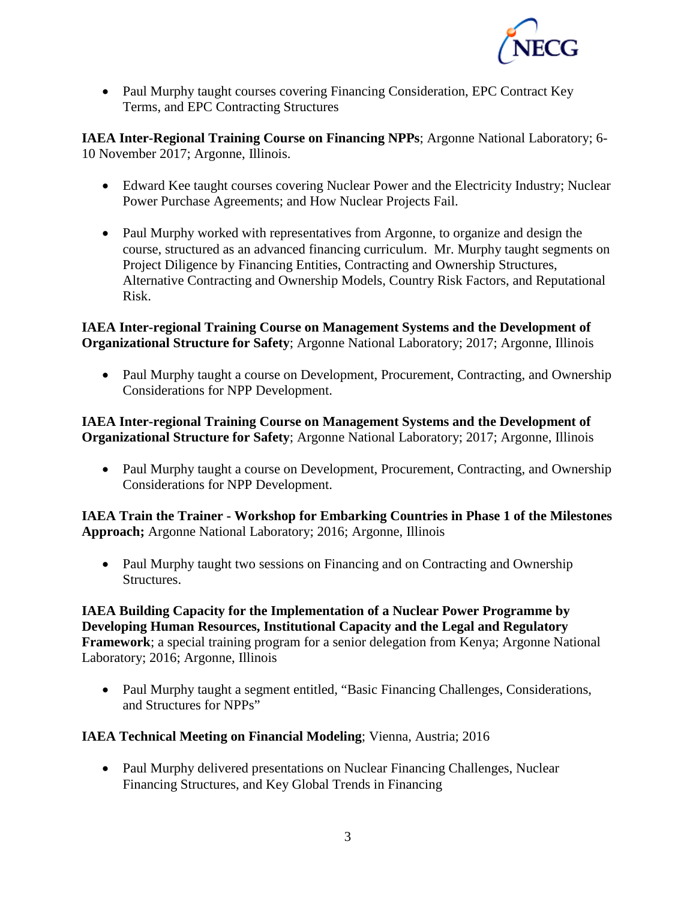- Paul Murphy taught courses covering Financing Consideration, EPC Contract Key Terms, and EPC Contracting Structures

**IAEA Inter-Regional Training Course on Financing NPPs**; Argonne National Laboratory; 6-10 November 2017; Argonne, Illinois.

- Edward Kee taught courses covering Nuclear Power and the Electricity Industry; Nuclear Power Purchase Agreements; and How Nuclear Projects Fail.

- Paul Murphy worked with representatives from Argonne, to organize and design the course, structured as an advanced financing curriculum. Mr. Murphy taught segments on Project Diligence by Financing Entities, Contracting and Ownership Structures, Alternative Contracting and Ownership Models, Country Risk Factors, and Reputational Risk.

**IAEA Inter-regional Training Course on Management Systems and the Development of Organizational Structure for Safety**; Argonne National Laboratory; 2017; Argonne, Illinois

- Paul Murphy taught a course on Development, Procurement, Contracting, and Ownership Considerations for NPP Development.

**IAEA Inter-regional Training Course on Management Systems and the Development of Organizational Structure for Safety**; Argonne National Laboratory; 2017; Argonne, Illinois

- Paul Murphy taught a course on Development, Procurement, Contracting, and Ownership Considerations for NPP Development.

**IAEA Train the Trainer - Workshop for Embarking Countries in Phase 1 of the Milestones Approach;** Argonne National Laboratory; 2016; Argonne, Illinois

- Paul Murphy taught two sessions on Financing and on Contracting and Ownership Structures.

**IAEA Building Capacity for the Implementation of a Nuclear Power Programme by Developing Human Resources, Institutional Capacity and the Legal and Regulatory Framework**; a special training program for a senior delegation from Kenya; Argonne National Laboratory; 2016; Argonne, Illinois

- Paul Murphy taught a segment entitled, "Basic Financing Challenges, Considerations, and Structures for NPPs"

**IAEA Technical Meeting on Financial Modeling**; Vienna, Austria; 2016

- Paul Murphy delivered presentations on Nuclear Financing Challenges, Nuclear Financing Structures, and Key Global Trends in Financing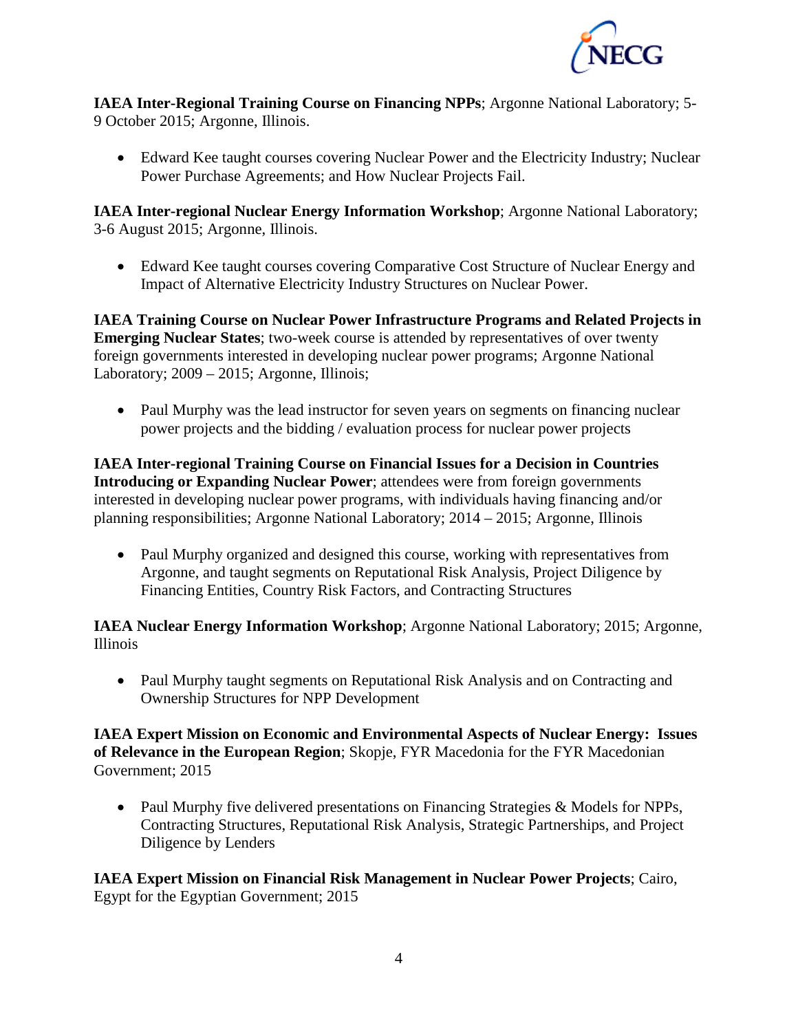**IAEA Inter-Regional Training Course on Financing NPPs**; Argonne National Laboratory; 5-9 October 2015; Argonne, Illinois.

- Edward Kee taught courses covering Nuclear Power and the Electricity Industry; Nuclear Power Purchase Agreements; and How Nuclear Projects Fail.

**IAEA Inter-regional Nuclear Energy Information Workshop**; Argonne National Laboratory; 3-6 August 2015; Argonne, Illinois.

- Edward Kee taught courses covering Comparative Cost Structure of Nuclear Energy and Impact of Alternative Electricity Industry Structures on Nuclear Power.

**IAEA Training Course on Nuclear Power Infrastructure Programs and Related Projects in Emerging Nuclear States**; two-week course is attended by representatives of over twenty foreign governments interested in developing nuclear power programs; Argonne National Laboratory; 2009 – 2015; Argonne, Illinois;

- Paul Murphy was the lead instructor for seven years on segments on financing nuclear power projects and the bidding / evaluation process for nuclear power projects

**IAEA Inter-regional Training Course on Financial Issues for a Decision in Countries Introducing or Expanding Nuclear Power**; attendees were from foreign governments interested in developing nuclear power programs, with individuals having financing and/or planning responsibilities; Argonne National Laboratory; 2014 – 2015; Argonne, Illinois

- Paul Murphy organized and designed this course, working with representatives from Argonne, and taught segments on Reputational Risk Analysis, Project Diligence by Financing Entities, Country Risk Factors, and Contracting Structures

**IAEA Nuclear Energy Information Workshop**; Argonne National Laboratory; 2015; Argonne, Illinois

- Paul Murphy taught segments on Reputational Risk Analysis and on Contracting and Ownership Structures for NPP Development

**IAEA Expert Mission on Economic and Environmental Aspects of Nuclear Energy: Issues of Relevance in the European Region**; Skopje, FYR Macedonia for the FYR Macedonian Government; 2015

- Paul Murphy five delivered presentations on Financing Strategies & Models for NPPs, Contracting Structures, Reputational Risk Analysis, Strategic Partnerships, and Project Diligence by Lenders

**IAEA Expert Mission on Financial Risk Management in Nuclear Power Projects**; Cairo, Egypt for the Egyptian Government; 2015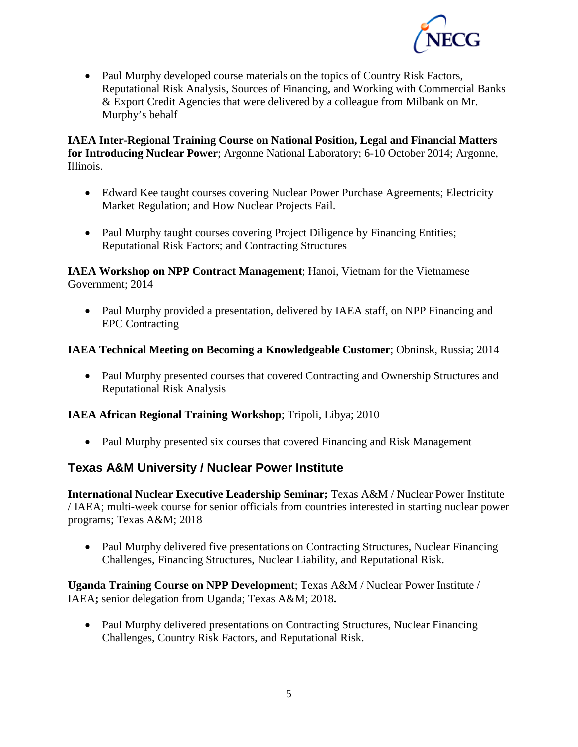- Paul Murphy developed course materials on the topics of Country Risk Factors, Reputational Risk Analysis, Sources of Financing, and Working with Commercial Banks & Export Credit Agencies that were delivered by a colleague from Milbank on Mr. Murphy's behalf

**IAEA Inter-Regional Training Course on National Position, Legal and Financial Matters for Introducing Nuclear Power**; Argonne National Laboratory; 6-10 October 2014; Argonne, Illinois.

- Edward Kee taught courses covering Nuclear Power Purchase Agreements; Electricity Market Regulation; and How Nuclear Projects Fail.
- Paul Murphy taught courses covering Project Diligence by Financing Entities; Reputational Risk Factors; and Contracting Structures

**IAEA Workshop on NPP Contract Management**; Hanoi, Vietnam for the Vietnamese Government; 2014

- Paul Murphy provided a presentation, delivered by IAEA staff, on NPP Financing and EPC Contracting

**IAEA Technical Meeting on Becoming a Knowledgeable Customer**; Obninsk, Russia; 2014

- Paul Murphy presented courses that covered Contracting and Ownership Structures and Reputational Risk Analysis

**IAEA African Regional Training Workshop**; Tripoli, Libya; 2010

- Paul Murphy presented six courses that covered Financing and Risk Management

## Texas A&M University / Nuclear Power Institute

**International Nuclear Executive Leadership Seminar;** Texas A&M / Nuclear Power Institute / IAEA; multi-week course for senior officials from countries interested in starting nuclear power programs; Texas A&M; 2018

- Paul Murphy delivered five presentations on Contracting Structures, Nuclear Financing Challenges, Financing Structures, Nuclear Liability, and Reputational Risk.

**Uganda Training Course on NPP Development**; Texas A&M / Nuclear Power Institute / IAEA**;** senior delegation from Uganda; Texas A&M; 2018**.**

- Paul Murphy delivered presentations on Contracting Structures, Nuclear Financing Challenges, Country Risk Factors, and Reputational Risk.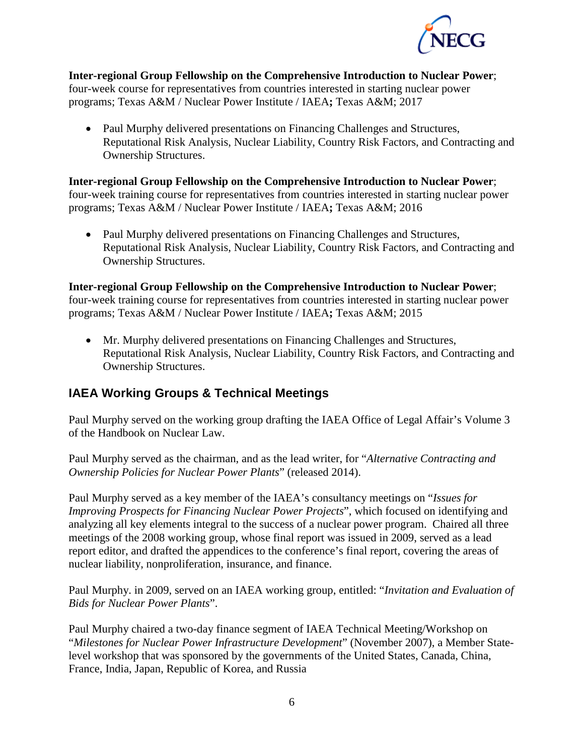**Inter-regional Group Fellowship on the Comprehensive Introduction to Nuclear Power**; four-week course for representatives from countries interested in starting nuclear power programs; Texas A&M / Nuclear Power Institute / IAEA**;** Texas A&M; 2017

- Paul Murphy delivered presentations on Financing Challenges and Structures, Reputational Risk Analysis, Nuclear Liability, Country Risk Factors, and Contracting and Ownership Structures.

**Inter-regional Group Fellowship on the Comprehensive Introduction to Nuclear Power**; four-week training course for representatives from countries interested in starting nuclear power programs; Texas A&M / Nuclear Power Institute / IAEA**;** Texas A&M; 2016

- Paul Murphy delivered presentations on Financing Challenges and Structures, Reputational Risk Analysis, Nuclear Liability, Country Risk Factors, and Contracting and Ownership Structures.

**Inter-regional Group Fellowship on the Comprehensive Introduction to Nuclear Power**; four-week training course for representatives from countries interested in starting nuclear power programs; Texas A&M / Nuclear Power Institute / IAEA**;** Texas A&M; 2015

- Mr. Murphy delivered presentations on Financing Challenges and Structures, Reputational Risk Analysis, Nuclear Liability, Country Risk Factors, and Contracting and Ownership Structures.

## IAEA Working Groups & Technical Meetings

Paul Murphy served on the working group drafting the IAEA Office of Legal Affair's Volume 3 of the Handbook on Nuclear Law.

Paul Murphy served as the chairman, and as the lead writer, for "*Alternative Contracting and Ownership Policies for Nuclear Power Plants*" (released 2014).

Paul Murphy served as a key member of the IAEA's consultancy meetings on "*Issues for Improving Prospects for Financing Nuclear Power Projects*", which focused on identifying and analyzing all key elements integral to the success of a nuclear power program. Chaired all three meetings of the 2008 working group, whose final report was issued in 2009, served as a lead report editor, and drafted the appendices to the conference's final report, covering the areas of nuclear liability, nonproliferation, insurance, and finance.

Paul Murphy. in 2009, served on an IAEA working group, entitled: "*Invitation and Evaluation of Bids for Nuclear Power Plants*".

Paul Murphy chaired a two-day finance segment of IAEA Technical Meeting/Workshop on "*Milestones for Nuclear Power Infrastructure Development*" (November 2007), a Member State-level workshop that was sponsored by the governments of the United States, Canada, China, France, India, Japan, Republic of Korea, and Russia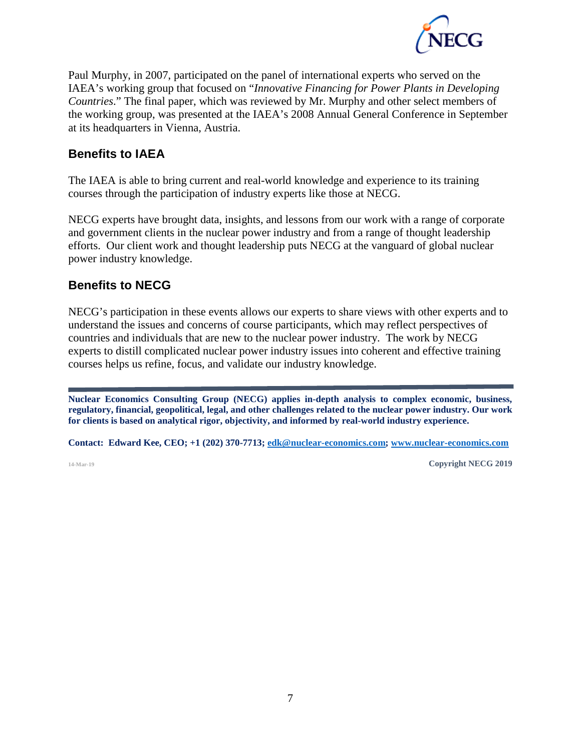Paul Murphy, in 2007, participated on the panel of international experts who served on the IAEA's working group that focused on "*Innovative Financing for Power Plants in Developing Countries*." The final paper, which was reviewed by Mr. Murphy and other select members of the working group, was presented at the IAEA's 2008 Annual General Conference in September at its headquarters in Vienna, Austria.

## Benefits to IAEA

The IAEA is able to bring current and real-world knowledge and experience to its training courses through the participation of industry experts like those at NECG.

NECG experts have brought data, insights, and lessons from our work with a range of corporate and government clients in the nuclear power industry and from a range of thought leadership efforts. Our client work and thought leadership puts NECG at the vanguard of global nuclear power industry knowledge.

## Benefits to NECG

NECG's participation in these events allows our experts to share views with other experts and to understand the issues and concerns of course participants, which may reflect perspectives of countries and individuals that are new to the nuclear power industry. The work by NECG experts to distill complicated nuclear power industry issues into coherent and effective training courses helps us refine, focus, and validate our industry knowledge.

---

**Nuclear Economics Consulting Group (NECG) applies in-depth analysis to complex economic, business, regulatory, financial, geopolitical, legal, and other challenges related to the nuclear power industry. Our work for clients is based on analytical rigor, objectivity, and informed by real-world industry experience.**

**Contact: Edward Kee, CEO; +1 (202) 370-7713; edk@nuclear-economics.com; www.nuclear-economics.com**

14-Mar-19 **Copyright NECG 2019**